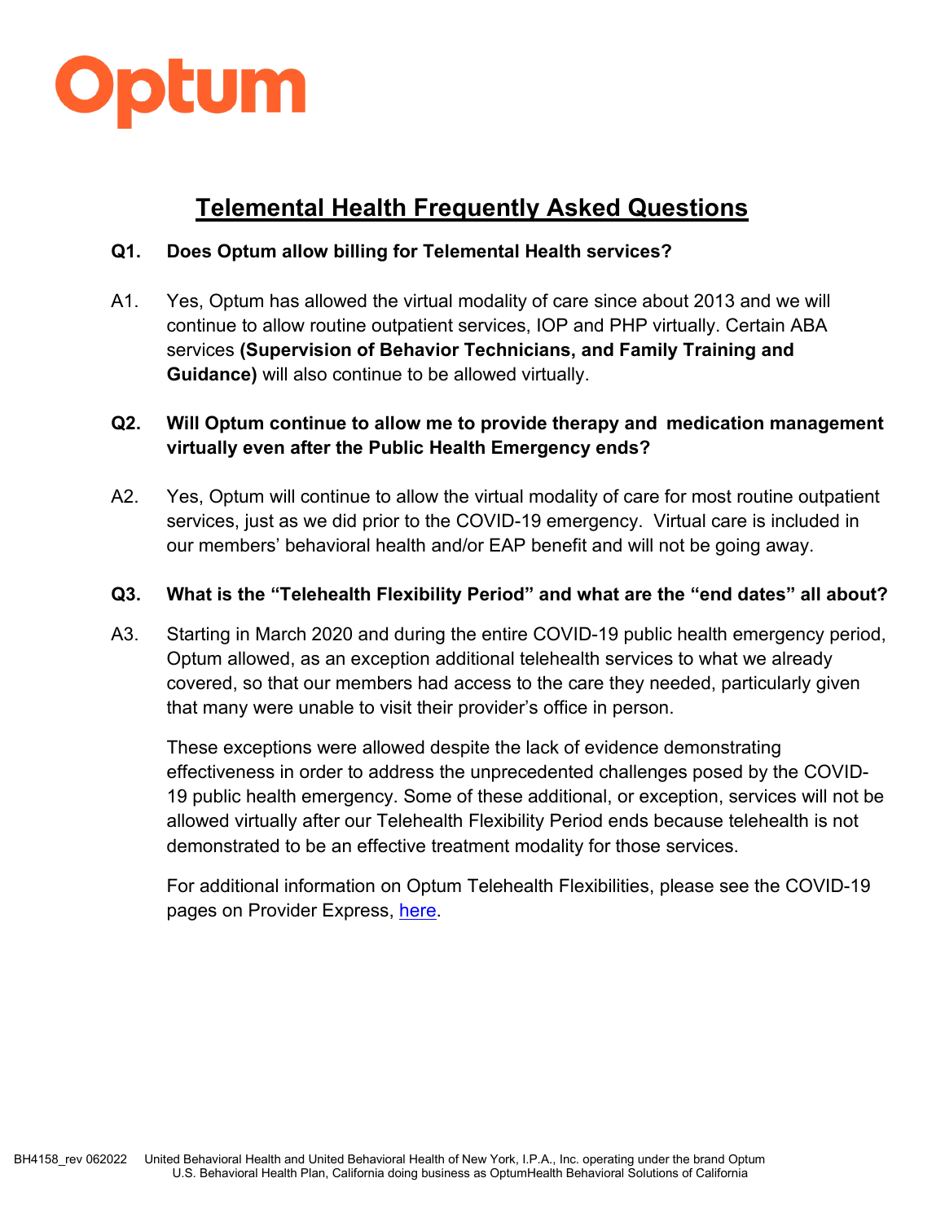Optum

# Telemental Health Frequently Asked Questions

**Q1. Does Optum allow billing for Telemental Health services?**

A1. Yes, Optum has allowed the virtual modality of care since about 2013 and we will continue to allow routine outpatient services, IOP and PHP virtually. Certain ABA services **(Supervision of Behavior Technicians, and Family Training and Guidance)** will also continue to be allowed virtually.

**Q2. Will Optum continue to allow me to provide therapy and medication management virtually even after the Public Health Emergency ends?**

A2. Yes, Optum will continue to allow the virtual modality of care for most routine outpatient services, just as we did prior to the COVID-19 emergency. Virtual care is included in our members' behavioral health and/or EAP benefit and will not be going away.

**Q3. What is the "Telehealth Flexibility Period" and what are the "end dates" all about?**

A3. Starting in March 2020 and during the entire COVID-19 public health emergency period, Optum allowed, as an exception additional telehealth services to what we already covered, so that our members had access to the care they needed, particularly given that many were unable to visit their provider's office in person.

These exceptions were allowed despite the lack of evidence demonstrating effectiveness in order to address the unprecedented challenges posed by the COVID-19 public health emergency. Some of these additional, or exception, services will not be allowed virtually after our Telehealth Flexibility Period ends because telehealth is not demonstrated to be an effective treatment modality for those services.

For additional information on Optum Telehealth Flexibilities, please see the COVID-19 pages on Provider Express, here.

BH4158_rev 062022 United Behavioral Health and United Behavioral Health of New York, I.P.A., Inc. operating under the brand Optum
U.S. Behavioral Health Plan, California doing business as OptumHealth Behavioral Solutions of California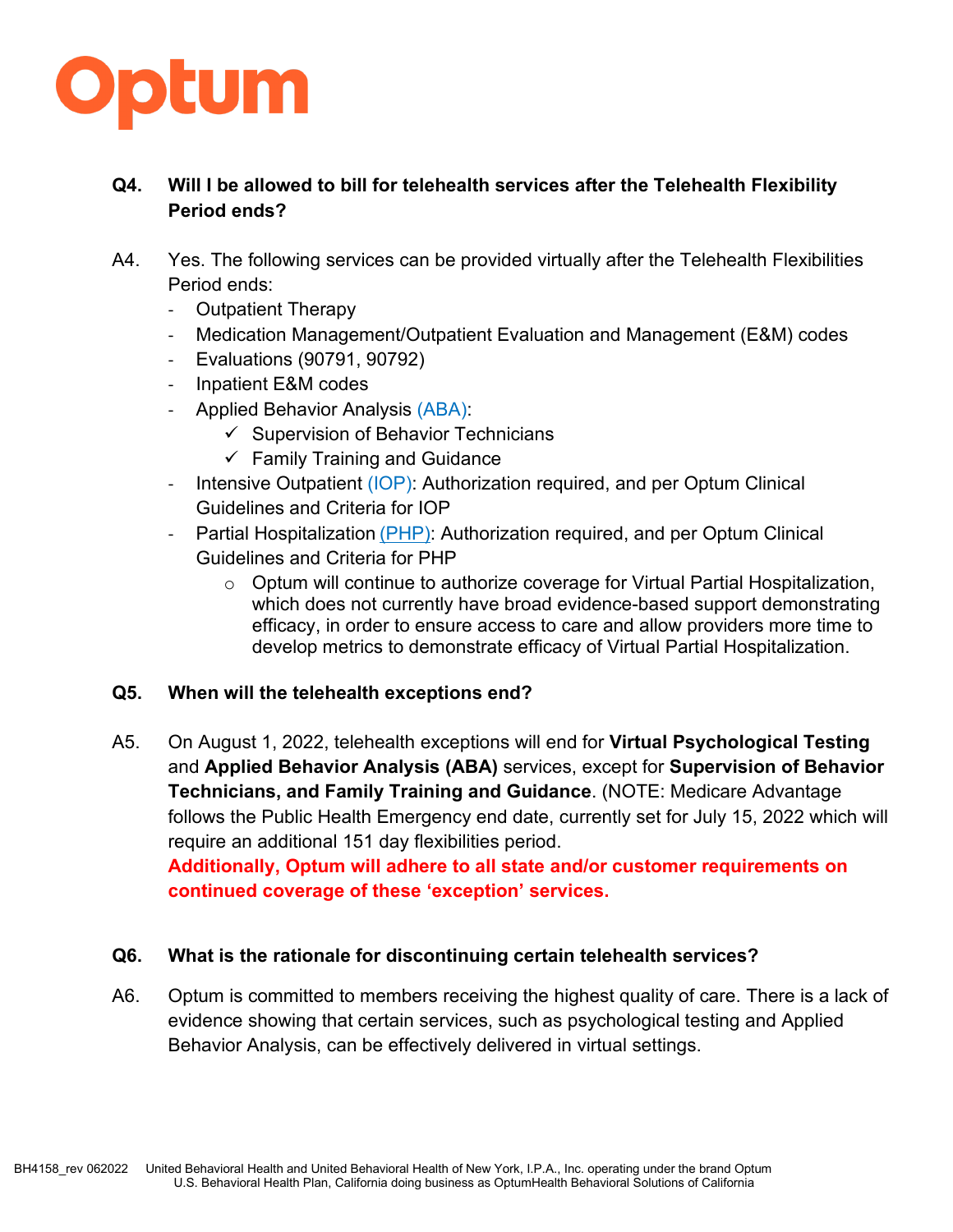**Q4. Will I be allowed to bill for telehealth services after the Telehealth Flexibility Period ends?**

A4. Yes. The following services can be provided virtually after the Telehealth Flexibilities Period ends:

- Outpatient Therapy
- Medication Management/Outpatient Evaluation and Management (E&M) codes
- Evaluations (90791, 90792)
- Inpatient E&M codes
- Applied Behavior Analysis (ABA):
  - ✓ Supervision of Behavior Technicians
  - ✓ Family Training and Guidance
- Intensive Outpatient (IOP): Authorization required, and per Optum Clinical Guidelines and Criteria for IOP
- Partial Hospitalization (PHP): Authorization required, and per Optum Clinical Guidelines and Criteria for PHP
  - Optum will continue to authorize coverage for Virtual Partial Hospitalization, which does not currently have broad evidence-based support demonstrating efficacy, in order to ensure access to care and allow providers more time to develop metrics to demonstrate efficacy of Virtual Partial Hospitalization.

**Q5. When will the telehealth exceptions end?**

A5. On August 1, 2022, telehealth exceptions will end for **Virtual Psychological Testing** and **Applied Behavior Analysis (ABA)** services, except for **Supervision of Behavior Technicians, and Family Training and Guidance**. (NOTE: Medicare Advantage follows the Public Health Emergency end date, currently set for July 15, 2022 which will require an additional 151 day flexibilities period.
**Additionally, Optum will adhere to all state and/or customer requirements on continued coverage of these 'exception' services.**

**Q6. What is the rationale for discontinuing certain telehealth services?**

A6. Optum is committed to members receiving the highest quality of care. There is a lack of evidence showing that certain services, such as psychological testing and Applied Behavior Analysis, can be effectively delivered in virtual settings.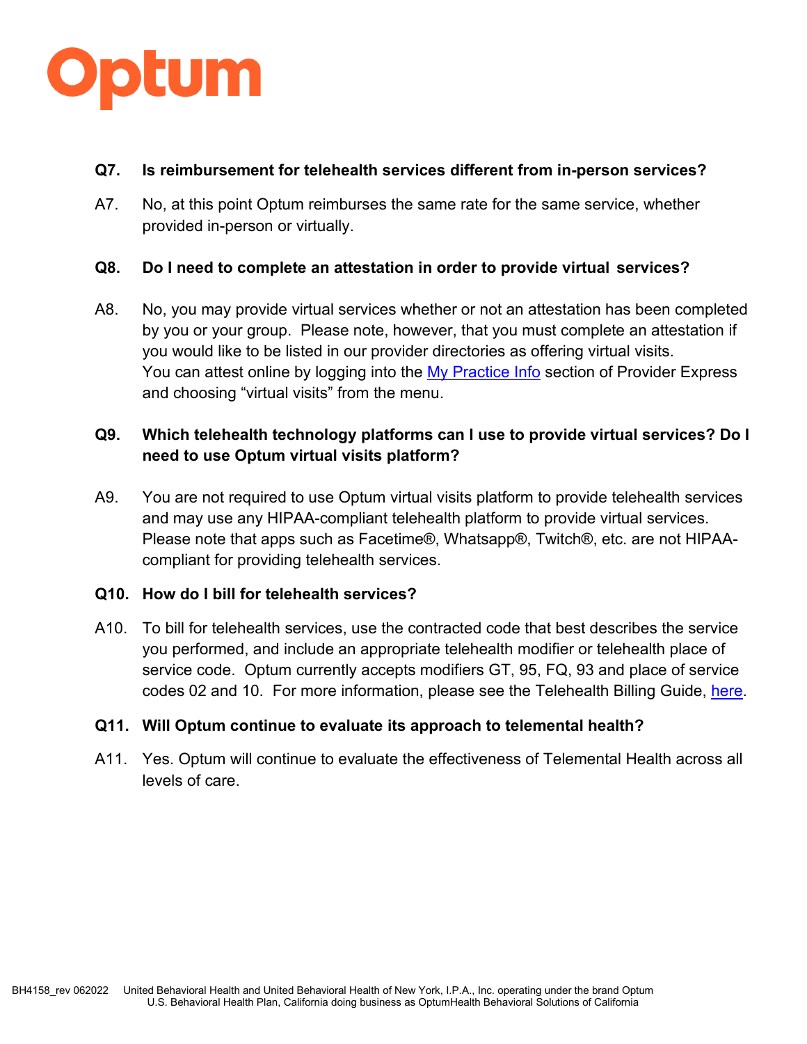**Q7. Is reimbursement for telehealth services different from in-person services?**

A7. No, at this point Optum reimburses the same rate for the same service, whether provided in-person or virtually.

**Q8. Do I need to complete an attestation in order to provide virtual services?**

A8. No, you may provide virtual services whether or not an attestation has been completed by you or your group. Please note, however, that you must complete an attestation if you would like to be listed in our provider directories as offering virtual visits. You can attest online by logging into the My Practice Info section of Provider Express and choosing "virtual visits" from the menu.

**Q9. Which telehealth technology platforms can I use to provide virtual services? Do I need to use Optum virtual visits platform?**

A9. You are not required to use Optum virtual visits platform to provide telehealth services and may use any HIPAA-compliant telehealth platform to provide virtual services. Please note that apps such as Facetime®, Whatsapp®, Twitch®, etc. are not HIPAA-compliant for providing telehealth services.

**Q10. How do I bill for telehealth services?**

A10. To bill for telehealth services, use the contracted code that best describes the service you performed, and include an appropriate telehealth modifier or telehealth place of service code. Optum currently accepts modifiers GT, 95, FQ, 93 and place of service codes 02 and 10. For more information, please see the Telehealth Billing Guide, here.

**Q11. Will Optum continue to evaluate its approach to telemental health?**

A11. Yes. Optum will continue to evaluate the effectiveness of Telemental Health across all levels of care.

BH4158_rev 062022 United Behavioral Health and United Behavioral Health of New York, I.P.A., Inc. operating under the brand Optum
U.S. Behavioral Health Plan, California doing business as OptumHealth Behavioral Solutions of California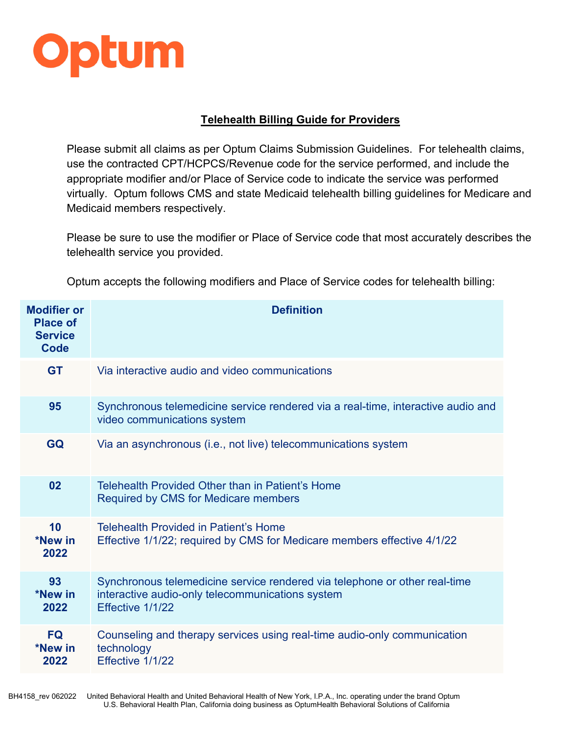Optum

## Telehealth Billing Guide for Providers

Please submit all claims as per Optum Claims Submission Guidelines. For telehealth claims, use the contracted CPT/HCPCS/Revenue code for the service performed, and include the appropriate modifier and/or Place of Service code to indicate the service was performed virtually. Optum follows CMS and state Medicaid telehealth billing guidelines for Medicare and Medicaid members respectively.

Please be sure to use the modifier or Place of Service code that most accurately describes the telehealth service you provided.

Optum accepts the following modifiers and Place of Service codes for telehealth billing:

| Modifier or Place of Service Code | Definition |
|---|---|
| GT | Via interactive audio and video communications |
| 95 | Synchronous telemedicine service rendered via a real-time, interactive audio and video communications system |
| GQ | Via an asynchronous (i.e., not live) telecommunications system |
| 02 | Telehealth Provided Other than in Patient's Home<br>Required by CMS for Medicare members |
| 10<br>*New in 2022 | Telehealth Provided in Patient's Home<br>Effective 1/1/22; required by CMS for Medicare members effective 4/1/22 |
| 93<br>*New in 2022 | Synchronous telemedicine service rendered via telephone or other real-time interactive audio-only telecommunications system<br>Effective 1/1/22 |
| FQ<br>*New in 2022 | Counseling and therapy services using real-time audio-only communication technology<br>Effective 1/1/22 |

BH4158_rev 062022 United Behavioral Health and United Behavioral Health of New York, I.P.A., Inc. operating under the brand Optum
U.S. Behavioral Health Plan, California doing business as OptumHealth Behavioral Solutions of California